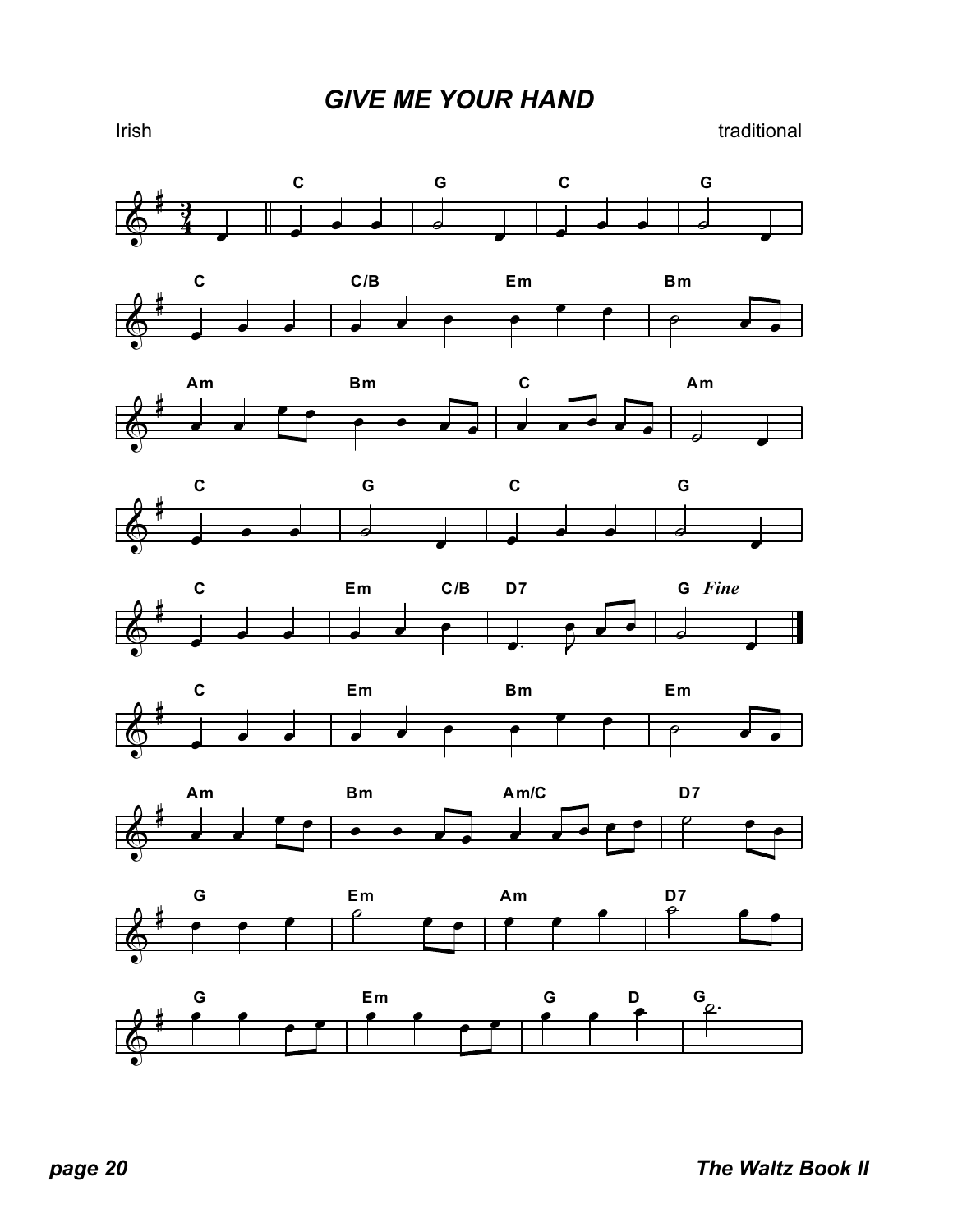# GIVE ME YOUR HAND

Irish

traditional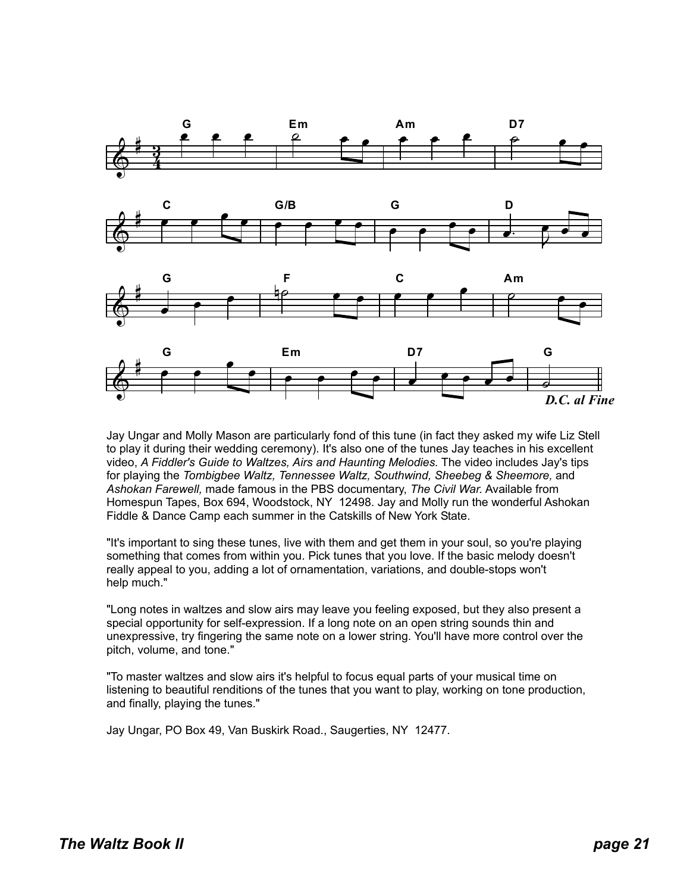Jay Ungar and Molly Mason are particularly fond of this tune (in fact they asked my wife Liz Stell to play it during their wedding ceremony). It's also one of the tunes Jay teaches in his excellent video, *A Fiddler's Guide to Waltzes, Airs and Haunting Melodies.* The video includes Jay's tips for playing the *Tombigbee Waltz, Tennessee Waltz, Southwind, Sheebeg & Sheemore,* and *Ashokan Farewell,* made famous in the PBS documentary, *The Civil War.* Available from Homespun Tapes, Box 694, Woodstock, NY  12498. Jay and Molly run the wonderful Ashokan Fiddle & Dance Camp each summer in the Catskills of New York State.

"It's important to sing these tunes, live with them and get them in your soul, so you're playing something that comes from within you. Pick tunes that you love. If the basic melody doesn't really appeal to you, adding a lot of ornamentation, variations, and double-stops won't help much."

"Long notes in waltzes and slow airs may leave you feeling exposed, but they also present a special opportunity for self-expression. If a long note on an open string sounds thin and unexpressive, try fingering the same note on a lower string. You'll have more control over the pitch, volume, and tone."

"To master waltzes and slow airs it's helpful to focus equal parts of your musical time on listening to beautiful renditions of the tunes that you want to play, working on tone production, and finally, playing the tunes."

Jay Ungar, PO Box 49, Van Buskirk Road., Saugerties, NY  12477.